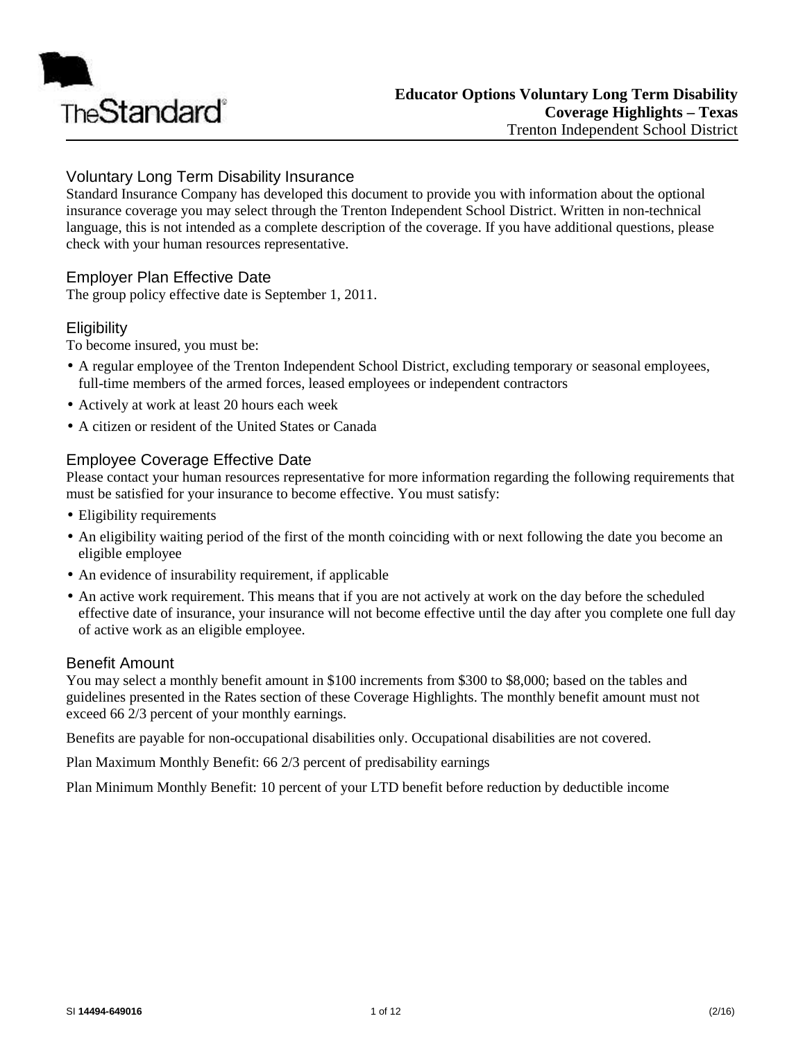# Educator Options Voluntary Long Term Disability Coverage Highlights – Texas

Trenton Independent School District

## Voluntary Long Term Disability Insurance

Standard Insurance Company has developed this document to provide you with information about the optional insurance coverage you may select through the Trenton Independent School District. Written in non-technical language, this is not intended as a complete description of the coverage. If you have additional questions, please check with your human resources representative.

## Employer Plan Effective Date

The group policy effective date is September 1, 2011.

## Eligibility

To become insured, you must be:

- A regular employee of the Trenton Independent School District, excluding temporary or seasonal employees, full-time members of the armed forces, leased employees or independent contractors
- Actively at work at least 20 hours each week
- A citizen or resident of the United States or Canada

## Employee Coverage Effective Date

Please contact your human resources representative for more information regarding the following requirements that must be satisfied for your insurance to become effective. You must satisfy:

- Eligibility requirements
- An eligibility waiting period of the first of the month coinciding with or next following the date you become an eligible employee
- An evidence of insurability requirement, if applicable
- An active work requirement. This means that if you are not actively at work on the day before the scheduled effective date of insurance, your insurance will not become effective until the day after you complete one full day of active work as an eligible employee.

## Benefit Amount

You may select a monthly benefit amount in $100 increments from $300 to $8,000; based on the tables and guidelines presented in the Rates section of these Coverage Highlights. The monthly benefit amount must not exceed 66 2/3 percent of your monthly earnings.

Benefits are payable for non-occupational disabilities only. Occupational disabilities are not covered.

Plan Maximum Monthly Benefit: 66 2/3 percent of predisability earnings

Plan Minimum Monthly Benefit: 10 percent of your LTD benefit before reduction by deductible income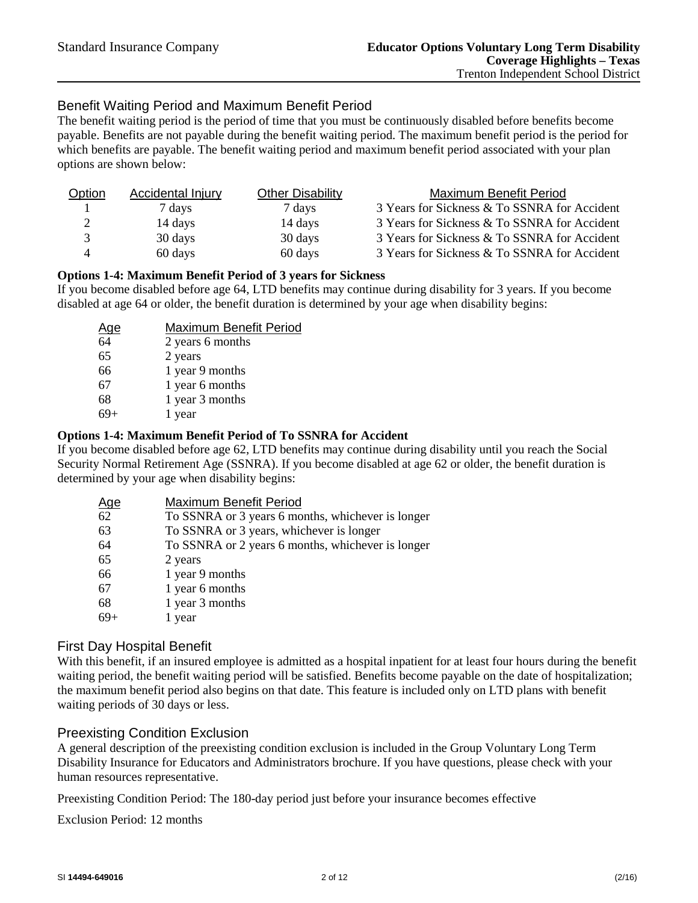## Benefit Waiting Period and Maximum Benefit Period

The benefit waiting period is the period of time that you must be continuously disabled before benefits become payable. Benefits are not payable during the benefit waiting period. The maximum benefit period is the period for which benefits are payable. The benefit waiting period and maximum benefit period associated with your plan options are shown below:

| Option | Accidental Injury | Other Disability | Maximum Benefit Period |
|---|---|---|---|
| 1 | 7 days | 7 days | 3 Years for Sickness & To SSNRA for Accident |
| 2 | 14 days | 14 days | 3 Years for Sickness & To SSNRA for Accident |
| 3 | 30 days | 30 days | 3 Years for Sickness & To SSNRA for Accident |
| 4 | 60 days | 60 days | 3 Years for Sickness & To SSNRA for Accident |

**Options 1-4: Maximum Benefit Period of 3 years for Sickness**

If you become disabled before age 64, LTD benefits may continue during disability for 3 years. If you become disabled at age 64 or older, the benefit duration is determined by your age when disability begins:

| Age | Maximum Benefit Period |
|---|---|
| 64 | 2 years 6 months |
| 65 | 2 years |
| 66 | 1 year 9 months |
| 67 | 1 year 6 months |
| 68 | 1 year 3 months |
| 69+ | 1 year |

**Options 1-4: Maximum Benefit Period of To SSNRA for Accident**

If you become disabled before age 62, LTD benefits may continue during disability until you reach the Social Security Normal Retirement Age (SSNRA). If you become disabled at age 62 or older, the benefit duration is determined by your age when disability begins:

| Age | Maximum Benefit Period |
|---|---|
| 62 | To SSNRA or 3 years 6 months, whichever is longer |
| 63 | To SSNRA or 3 years, whichever is longer |
| 64 | To SSNRA or 2 years 6 months, whichever is longer |
| 65 | 2 years |
| 66 | 1 year 9 months |
| 67 | 1 year 6 months |
| 68 | 1 year 3 months |
| 69+ | 1 year |

## First Day Hospital Benefit

With this benefit, if an insured employee is admitted as a hospital inpatient for at least four hours during the benefit waiting period, the benefit waiting period will be satisfied. Benefits become payable on the date of hospitalization; the maximum benefit period also begins on that date. This feature is included only on LTD plans with benefit waiting periods of 30 days or less.

## Preexisting Condition Exclusion

A general description of the preexisting condition exclusion is included in the Group Voluntary Long Term Disability Insurance for Educators and Administrators brochure. If you have questions, please check with your human resources representative.

Preexisting Condition Period: The 180-day period just before your insurance becomes effective

Exclusion Period: 12 months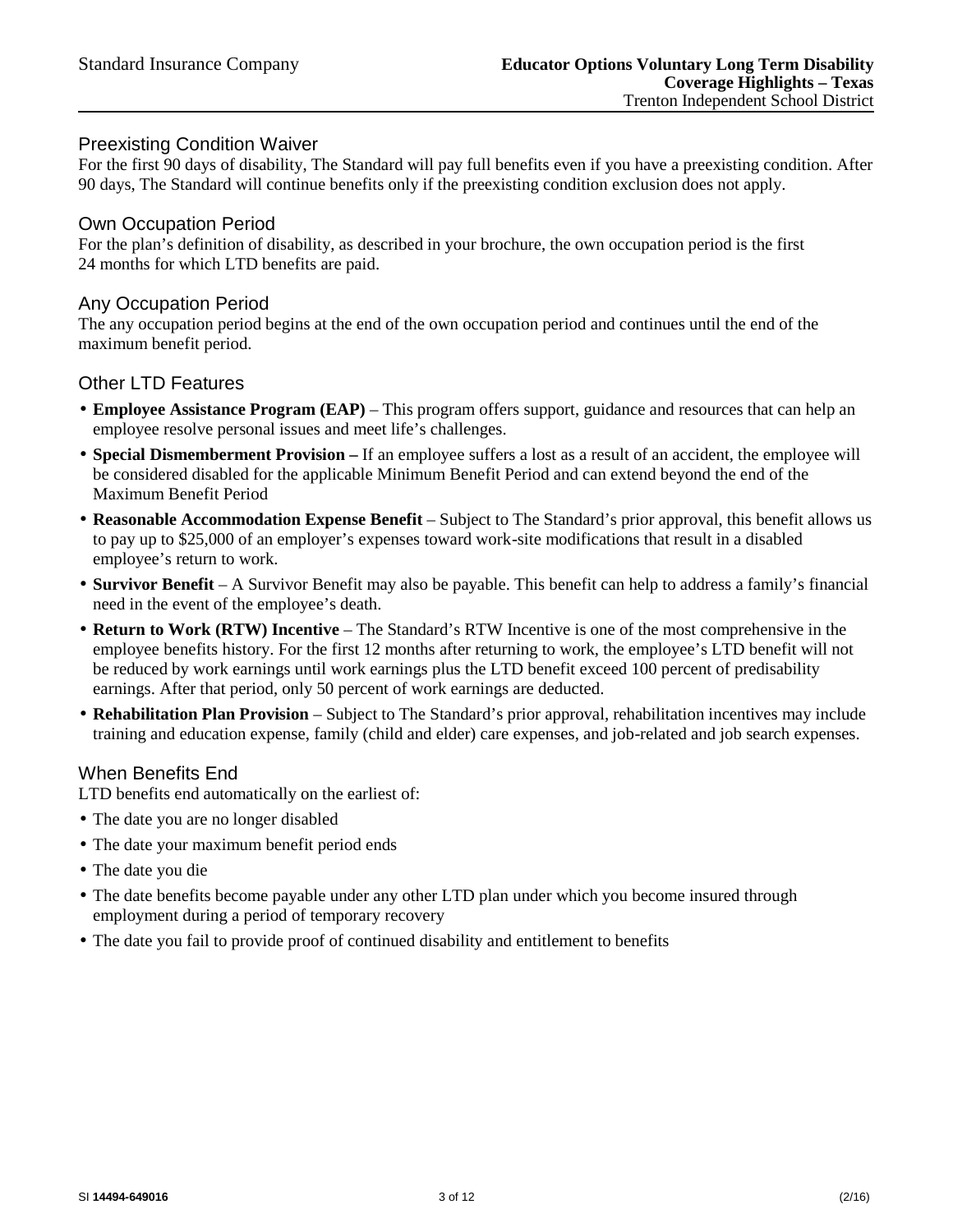## Preexisting Condition Waiver

For the first 90 days of disability, The Standard will pay full benefits even if you have a preexisting condition. After 90 days, The Standard will continue benefits only if the preexisting condition exclusion does not apply.

## Own Occupation Period

For the plan's definition of disability, as described in your brochure, the own occupation period is the first 24 months for which LTD benefits are paid.

## Any Occupation Period

The any occupation period begins at the end of the own occupation period and continues until the end of the maximum benefit period.

## Other LTD Features

- **Employee Assistance Program (EAP)** – This program offers support, guidance and resources that can help an employee resolve personal issues and meet life's challenges.
- **Special Dismemberment Provision –** If an employee suffers a lost as a result of an accident, the employee will be considered disabled for the applicable Minimum Benefit Period and can extend beyond the end of the Maximum Benefit Period
- **Reasonable Accommodation Expense Benefit** – Subject to The Standard's prior approval, this benefit allows us to pay up to $25,000 of an employer's expenses toward work-site modifications that result in a disabled employee's return to work.
- **Survivor Benefit** – A Survivor Benefit may also be payable. This benefit can help to address a family's financial need in the event of the employee's death.
- **Return to Work (RTW) Incentive** – The Standard's RTW Incentive is one of the most comprehensive in the employee benefits history. For the first 12 months after returning to work, the employee's LTD benefit will not be reduced by work earnings until work earnings plus the LTD benefit exceed 100 percent of predisability earnings. After that period, only 50 percent of work earnings are deducted.
- **Rehabilitation Plan Provision** – Subject to The Standard's prior approval, rehabilitation incentives may include training and education expense, family (child and elder) care expenses, and job-related and job search expenses.

## When Benefits End

LTD benefits end automatically on the earliest of:

- The date you are no longer disabled
- The date your maximum benefit period ends
- The date you die
- The date benefits become payable under any other LTD plan under which you become insured through employment during a period of temporary recovery
- The date you fail to provide proof of continued disability and entitlement to benefits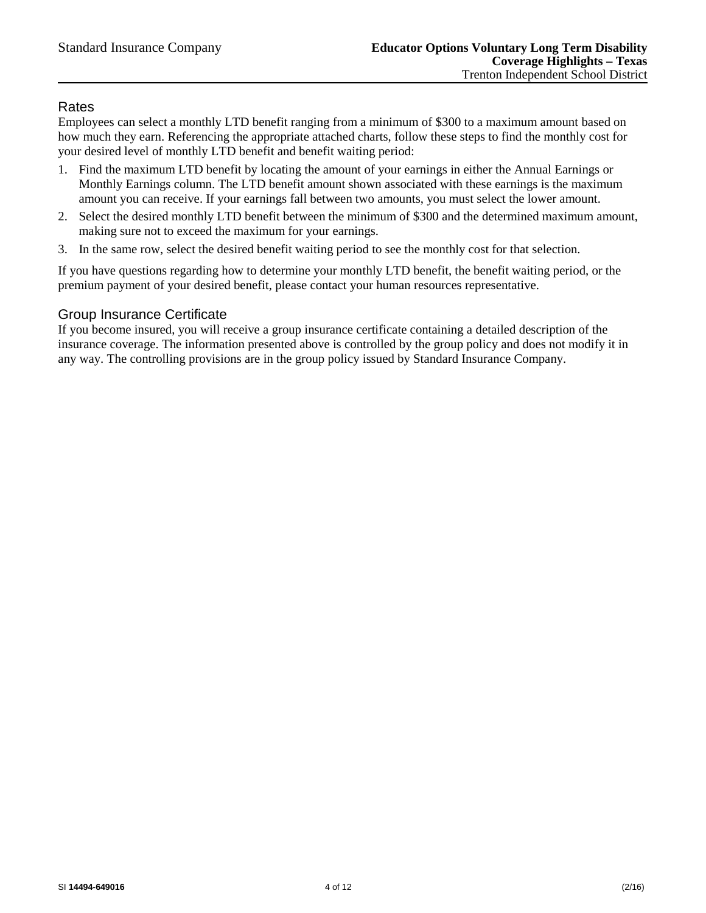## Rates

Employees can select a monthly LTD benefit ranging from a minimum of $300 to a maximum amount based on how much they earn. Referencing the appropriate attached charts, follow these steps to find the monthly cost for your desired level of monthly LTD benefit and benefit waiting period:

1. Find the maximum LTD benefit by locating the amount of your earnings in either the Annual Earnings or Monthly Earnings column. The LTD benefit amount shown associated with these earnings is the maximum amount you can receive. If your earnings fall between two amounts, you must select the lower amount.
2. Select the desired monthly LTD benefit between the minimum of $300 and the determined maximum amount, making sure not to exceed the maximum for your earnings.
3. In the same row, select the desired benefit waiting period to see the monthly cost for that selection.

If you have questions regarding how to determine your monthly LTD benefit, the benefit waiting period, or the premium payment of your desired benefit, please contact your human resources representative.

## Group Insurance Certificate

If you become insured, you will receive a group insurance certificate containing a detailed description of the insurance coverage. The information presented above is controlled by the group policy and does not modify it in any way. The controlling provisions are in the group policy issued by Standard Insurance Company.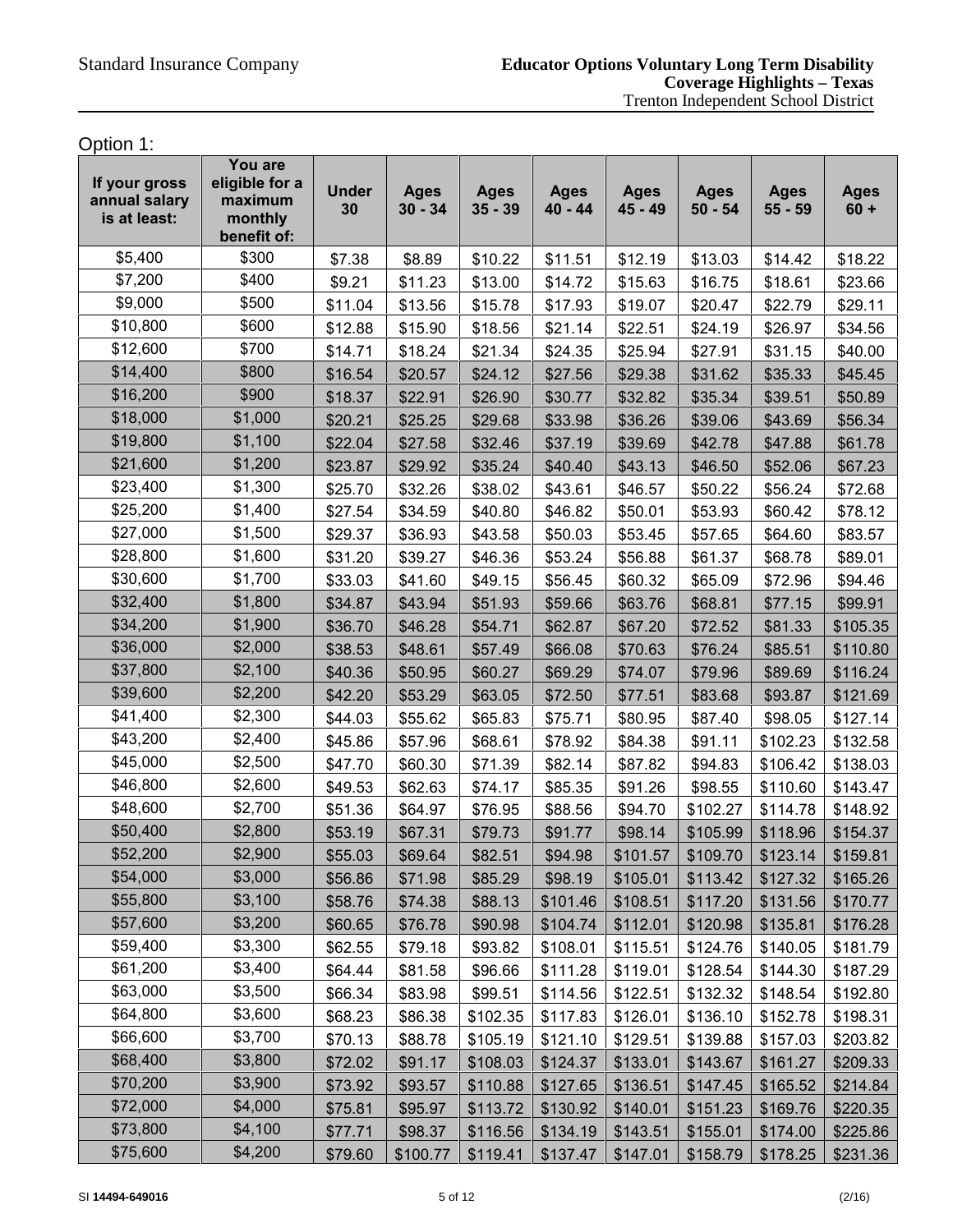Option 1:

| If your gross annual salary is at least: | You are eligible for a maximum monthly benefit of: | Under 30 | Ages 30 - 34 | Ages 35 - 39 | Ages 40 - 44 | Ages 45 - 49 | Ages 50 - 54 | Ages 55 - 59 | Ages 60 + |
|---|---|---|---|---|---|---|---|---|---|
| $5,400 | $300 | $7.38 | $8.89 | $10.22 | $11.51 | $12.19 | $13.03 | $14.42 | $18.22 |
| $7,200 | $400 | $9.21 | $11.23 | $13.00 | $14.72 | $15.63 | $16.75 | $18.61 | $23.66 |
| $9,000 | $500 | $11.04 | $13.56 | $15.78 | $17.93 | $19.07 | $20.47 | $22.79 | $29.11 |
| $10,800 | $600 | $12.88 | $15.90 | $18.56 | $21.14 | $22.51 | $24.19 | $26.97 | $34.56 |
| $12,600 | $700 | $14.71 | $18.24 | $21.34 | $24.35 | $25.94 | $27.91 | $31.15 | $40.00 |
| $14,400 | $800 | $16.54 | $20.57 | $24.12 | $27.56 | $29.38 | $31.62 | $35.33 | $45.45 |
| $16,200 | $900 | $18.37 | $22.91 | $26.90 | $30.77 | $32.82 | $35.34 | $39.51 | $50.89 |
| $18,000 | $1,000 | $20.21 | $25.25 | $29.68 | $33.98 | $36.26 | $39.06 | $43.69 | $56.34 |
| $19,800 | $1,100 | $22.04 | $27.58 | $32.46 | $37.19 | $39.69 | $42.78 | $47.88 | $61.78 |
| $21,600 | $1,200 | $23.87 | $29.92 | $35.24 | $40.40 | $43.13 | $46.50 | $52.06 | $67.23 |
| $23,400 | $1,300 | $25.70 | $32.26 | $38.02 | $43.61 | $46.57 | $50.22 | $56.24 | $72.68 |
| $25,200 | $1,400 | $27.54 | $34.59 | $40.80 | $46.82 | $50.01 | $53.93 | $60.42 | $78.12 |
| $27,000 | $1,500 | $29.37 | $36.93 | $43.58 | $50.03 | $53.45 | $57.65 | $64.60 | $83.57 |
| $28,800 | $1,600 | $31.20 | $39.27 | $46.36 | $53.24 | $56.88 | $61.37 | $68.78 | $89.01 |
| $30,600 | $1,700 | $33.03 | $41.60 | $49.15 | $56.45 | $60.32 | $65.09 | $72.96 | $94.46 |
| $32,400 | $1,800 | $34.87 | $43.94 | $51.93 | $59.66 | $63.76 | $68.81 | $77.15 | $99.91 |
| $34,200 | $1,900 | $36.70 | $46.28 | $54.71 | $62.87 | $67.20 | $72.52 | $81.33 | $105.35 |
| $36,000 | $2,000 | $38.53 | $48.61 | $57.49 | $66.08 | $70.63 | $76.24 | $85.51 | $110.80 |
| $37,800 | $2,100 | $40.36 | $50.95 | $60.27 | $69.29 | $74.07 | $79.96 | $89.69 | $116.24 |
| $39,600 | $2,200 | $42.20 | $53.29 | $63.05 | $72.50 | $77.51 | $83.68 | $93.87 | $121.69 |
| $41,400 | $2,300 | $44.03 | $55.62 | $65.83 | $75.71 | $80.95 | $87.40 | $98.05 | $127.14 |
| $43,200 | $2,400 | $45.86 | $57.96 | $68.61 | $78.92 | $84.38 | $91.11 | $102.23 | $132.58 |
| $45,000 | $2,500 | $47.70 | $60.30 | $71.39 | $82.14 | $87.82 | $94.83 | $106.42 | $138.03 |
| $46,800 | $2,600 | $49.53 | $62.63 | $74.17 | $85.35 | $91.26 | $98.55 | $110.60 | $143.47 |
| $48,600 | $2,700 | $51.36 | $64.97 | $76.95 | $88.56 | $94.70 | $102.27 | $114.78 | $148.92 |
| $50,400 | $2,800 | $53.19 | $67.31 | $79.73 | $91.77 | $98.14 | $105.99 | $118.96 | $154.37 |
| $52,200 | $2,900 | $55.03 | $69.64 | $82.51 | $94.98 | $101.57 | $109.70 | $123.14 | $159.81 |
| $54,000 | $3,000 | $56.86 | $71.98 | $85.29 | $98.19 | $105.01 | $113.42 | $127.32 | $165.26 |
| $55,800 | $3,100 | $58.76 | $74.38 | $88.13 | $101.46 | $108.51 | $117.20 | $131.56 | $170.77 |
| $57,600 | $3,200 | $60.65 | $76.78 | $90.98 | $104.74 | $112.01 | $120.98 | $135.81 | $176.28 |
| $59,400 | $3,300 | $62.55 | $79.18 | $93.82 | $108.01 | $115.51 | $124.76 | $140.05 | $181.79 |
| $61,200 | $3,400 | $64.44 | $81.58 | $96.66 | $111.28 | $119.01 | $128.54 | $144.30 | $187.29 |
| $63,000 | $3,500 | $66.34 | $83.98 | $99.51 | $114.56 | $122.51 | $132.32 | $148.54 | $192.80 |
| $64,800 | $3,600 | $68.23 | $86.38 | $102.35 | $117.83 | $126.01 | $136.10 | $152.78 | $198.31 |
| $66,600 | $3,700 | $70.13 | $88.78 | $105.19 | $121.10 | $129.51 | $139.88 | $157.03 | $203.82 |
| $68,400 | $3,800 | $72.02 | $91.17 | $108.03 | $124.37 | $133.01 | $143.67 | $161.27 | $209.33 |
| $70,200 | $3,900 | $73.92 | $93.57 | $110.88 | $127.65 | $136.51 | $147.45 | $165.52 | $214.84 |
| $72,000 | $4,000 | $75.81 | $95.97 | $113.72 | $130.92 | $140.01 | $151.23 | $169.76 | $220.35 |
| $73,800 | $4,100 | $77.71 | $98.37 | $116.56 | $134.19 | $143.51 | $155.01 | $174.00 | $225.86 |
| $75,600 | $4,200 | $79.60 | $100.77 | $119.41 | $137.47 | $147.01 | $158.79 | $178.25 | $231.36 |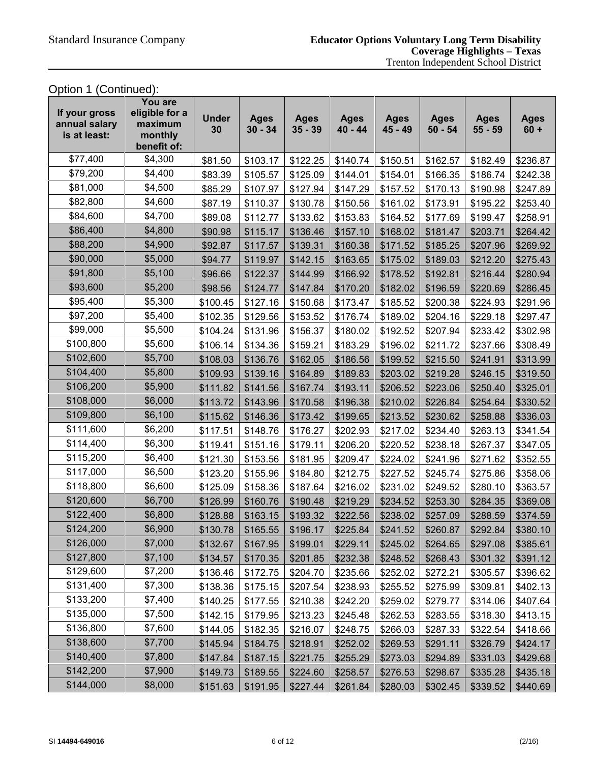Option 1 (Continued):

| If your gross annual salary is at least: | You are eligible for a maximum monthly benefit of: | Under 30 | Ages 30 - 34 | Ages 35 - 39 | Ages 40 - 44 | Ages 45 - 49 | Ages 50 - 54 | Ages 55 - 59 | Ages 60 + |
|---|---|---|---|---|---|---|---|---|---|
| $77,400 | $4,300 | $81.50 | $103.17 | $122.25 | $140.74 | $150.51 | $162.57 | $182.49 | $236.87 |
| $79,200 | $4,400 | $83.39 | $105.57 | $125.09 | $144.01 | $154.01 | $166.35 | $186.74 | $242.38 |
| $81,000 | $4,500 | $85.29 | $107.97 | $127.94 | $147.29 | $157.52 | $170.13 | $190.98 | $247.89 |
| $82,800 | $4,600 | $87.19 | $110.37 | $130.78 | $150.56 | $161.02 | $173.91 | $195.22 | $253.40 |
| $84,600 | $4,700 | $89.08 | $112.77 | $133.62 | $153.83 | $164.52 | $177.69 | $199.47 | $258.91 |
| $86,400 | $4,800 | $90.98 | $115.17 | $136.46 | $157.10 | $168.02 | $181.47 | $203.71 | $264.42 |
| $88,200 | $4,900 | $92.87 | $117.57 | $139.31 | $160.38 | $171.52 | $185.25 | $207.96 | $269.92 |
| $90,000 | $5,000 | $94.77 | $119.97 | $142.15 | $163.65 | $175.02 | $189.03 | $212.20 | $275.43 |
| $91,800 | $5,100 | $96.66 | $122.37 | $144.99 | $166.92 | $178.52 | $192.81 | $216.44 | $280.94 |
| $93,600 | $5,200 | $98.56 | $124.77 | $147.84 | $170.20 | $182.02 | $196.59 | $220.69 | $286.45 |
| $95,400 | $5,300 | $100.45 | $127.16 | $150.68 | $173.47 | $185.52 | $200.38 | $224.93 | $291.96 |
| $97,200 | $5,400 | $102.35 | $129.56 | $153.52 | $176.74 | $189.02 | $204.16 | $229.18 | $297.47 |
| $99,000 | $5,500 | $104.24 | $131.96 | $156.37 | $180.02 | $192.52 | $207.94 | $233.42 | $302.98 |
| $100,800 | $5,600 | $106.14 | $134.36 | $159.21 | $183.29 | $196.02 | $211.72 | $237.66 | $308.49 |
| $102,600 | $5,700 | $108.03 | $136.76 | $162.05 | $186.56 | $199.52 | $215.50 | $241.91 | $313.99 |
| $104,400 | $5,800 | $109.93 | $139.16 | $164.89 | $189.83 | $203.02 | $219.28 | $246.15 | $319.50 |
| $106,200 | $5,900 | $111.82 | $141.56 | $167.74 | $193.11 | $206.52 | $223.06 | $250.40 | $325.01 |
| $108,000 | $6,000 | $113.72 | $143.96 | $170.58 | $196.38 | $210.02 | $226.84 | $254.64 | $330.52 |
| $109,800 | $6,100 | $115.62 | $146.36 | $173.42 | $199.65 | $213.52 | $230.62 | $258.88 | $336.03 |
| $111,600 | $6,200 | $117.51 | $148.76 | $176.27 | $202.93 | $217.02 | $234.40 | $263.13 | $341.54 |
| $114,400 | $6,300 | $119.41 | $151.16 | $179.11 | $206.20 | $220.52 | $238.18 | $267.37 | $347.05 |
| $115,200 | $6,400 | $121.30 | $153.56 | $181.95 | $209.47 | $224.02 | $241.96 | $271.62 | $352.55 |
| $117,000 | $6,500 | $123.20 | $155.96 | $184.80 | $212.75 | $227.52 | $245.74 | $275.86 | $358.06 |
| $118,800 | $6,600 | $125.09 | $158.36 | $187.64 | $216.02 | $231.02 | $249.52 | $280.10 | $363.57 |
| $120,600 | $6,700 | $126.99 | $160.76 | $190.48 | $219.29 | $234.52 | $253.30 | $284.35 | $369.08 |
| $122,400 | $6,800 | $128.88 | $163.15 | $193.32 | $222.56 | $238.02 | $257.09 | $288.59 | $374.59 |
| $124,200 | $6,900 | $130.78 | $165.55 | $196.17 | $225.84 | $241.52 | $260.87 | $292.84 | $380.10 |
| $126,000 | $7,000 | $132.67 | $167.95 | $199.01 | $229.11 | $245.02 | $264.65 | $297.08 | $385.61 |
| $127,800 | $7,100 | $134.57 | $170.35 | $201.85 | $232.38 | $248.52 | $268.43 | $301.32 | $391.12 |
| $129,600 | $7,200 | $136.46 | $172.75 | $204.70 | $235.66 | $252.02 | $272.21 | $305.57 | $396.62 |
| $131,400 | $7,300 | $138.36 | $175.15 | $207.54 | $238.93 | $255.52 | $275.99 | $309.81 | $402.13 |
| $133,200 | $7,400 | $140.25 | $177.55 | $210.38 | $242.20 | $259.02 | $279.77 | $314.06 | $407.64 |
| $135,000 | $7,500 | $142.15 | $179.95 | $213.23 | $245.48 | $262.53 | $283.55 | $318.30 | $413.15 |
| $136,800 | $7,600 | $144.05 | $182.35 | $216.07 | $248.75 | $266.03 | $287.33 | $322.54 | $418.66 |
| $138,600 | $7,700 | $145.94 | $184.75 | $218.91 | $252.02 | $269.53 | $291.11 | $326.79 | $424.17 |
| $140,400 | $7,800 | $147.84 | $187.15 | $221.75 | $255.29 | $273.03 | $294.89 | $331.03 | $429.68 |
| $142,200 | $7,900 | $149.73 | $189.55 | $224.60 | $258.57 | $276.53 | $298.67 | $335.28 | $435.18 |
| $144,000 | $8,000 | $151.63 | $191.95 | $227.44 | $261.84 | $280.03 | $302.45 | $339.52 | $440.69 |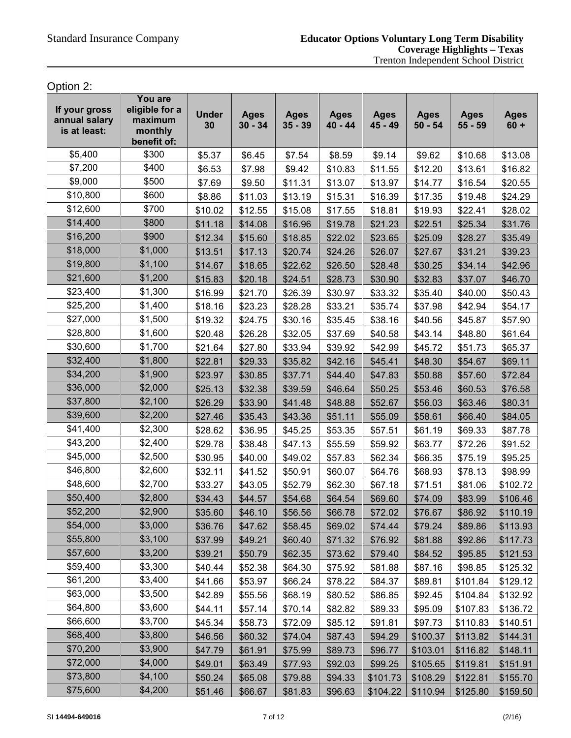Option 2:

| If your gross annual salary is at least: | You are eligible for a maximum monthly benefit of: | Under 30 | Ages 30 - 34 | Ages 35 - 39 | Ages 40 - 44 | Ages 45 - 49 | Ages 50 - 54 | Ages 55 - 59 | Ages 60 + |
|---|---|---|---|---|---|---|---|---|---|
| $5,400 | $300 | $5.37 | $6.45 | $7.54 | $8.59 | $9.14 | $9.62 | $10.68 | $13.08 |
| $7,200 | $400 | $6.53 | $7.98 | $9.42 | $10.83 | $11.55 | $12.20 | $13.61 | $16.82 |
| $9,000 | $500 | $7.69 | $9.50 | $11.31 | $13.07 | $13.97 | $14.77 | $16.54 | $20.55 |
| $10,800 | $600 | $8.86 | $11.03 | $13.19 | $15.31 | $16.39 | $17.35 | $19.48 | $24.29 |
| $12,600 | $700 | $10.02 | $12.55 | $15.08 | $17.55 | $18.81 | $19.93 | $22.41 | $28.02 |
| $14,400 | $800 | $11.18 | $14.08 | $16.96 | $19.78 | $21.23 | $22.51 | $25.34 | $31.76 |
| $16,200 | $900 | $12.34 | $15.60 | $18.85 | $22.02 | $23.65 | $25.09 | $28.27 | $35.49 |
| $18,000 | $1,000 | $13.51 | $17.13 | $20.74 | $24.26 | $26.07 | $27.67 | $31.21 | $39.23 |
| $19,800 | $1,100 | $14.67 | $18.65 | $22.62 | $26.50 | $28.48 | $30.25 | $34.14 | $42.96 |
| $21,600 | $1,200 | $15.83 | $20.18 | $24.51 | $28.73 | $30.90 | $32.83 | $37.07 | $46.70 |
| $23,400 | $1,300 | $16.99 | $21.70 | $26.39 | $30.97 | $33.32 | $35.40 | $40.00 | $50.43 |
| $25,200 | $1,400 | $18.16 | $23.23 | $28.28 | $33.21 | $35.74 | $37.98 | $42.94 | $54.17 |
| $27,000 | $1,500 | $19.32 | $24.75 | $30.16 | $35.45 | $38.16 | $40.56 | $45.87 | $57.90 |
| $28,800 | $1,600 | $20.48 | $26.28 | $32.05 | $37.69 | $40.58 | $43.14 | $48.80 | $61.64 |
| $30,600 | $1,700 | $21.64 | $27.80 | $33.94 | $39.92 | $42.99 | $45.72 | $51.73 | $65.37 |
| $32,400 | $1,800 | $22.81 | $29.33 | $35.82 | $42.16 | $45.41 | $48.30 | $54.67 | $69.11 |
| $34,200 | $1,900 | $23.97 | $30.85 | $37.71 | $44.40 | $47.83 | $50.88 | $57.60 | $72.84 |
| $36,000 | $2,000 | $25.13 | $32.38 | $39.59 | $46.64 | $50.25 | $53.46 | $60.53 | $76.58 |
| $37,800 | $2,100 | $26.29 | $33.90 | $41.48 | $48.88 | $52.67 | $56.03 | $63.46 | $80.31 |
| $39,600 | $2,200 | $27.46 | $35.43 | $43.36 | $51.11 | $55.09 | $58.61 | $66.40 | $84.05 |
| $41,400 | $2,300 | $28.62 | $36.95 | $45.25 | $53.35 | $57.51 | $61.19 | $69.33 | $87.78 |
| $43,200 | $2,400 | $29.78 | $38.48 | $47.13 | $55.59 | $59.92 | $63.77 | $72.26 | $91.52 |
| $45,000 | $2,500 | $30.95 | $40.00 | $49.02 | $57.83 | $62.34 | $66.35 | $75.19 | $95.25 |
| $46,800 | $2,600 | $32.11 | $41.52 | $50.91 | $60.07 | $64.76 | $68.93 | $78.13 | $98.99 |
| $48,600 | $2,700 | $33.27 | $43.05 | $52.79 | $62.30 | $67.18 | $71.51 | $81.06 | $102.72 |
| $50,400 | $2,800 | $34.43 | $44.57 | $54.68 | $64.54 | $69.60 | $74.09 | $83.99 | $106.46 |
| $52,200 | $2,900 | $35.60 | $46.10 | $56.56 | $66.78 | $72.02 | $76.67 | $86.92 | $110.19 |
| $54,000 | $3,000 | $36.76 | $47.62 | $58.45 | $69.02 | $74.44 | $79.24 | $89.86 | $113.93 |
| $55,800 | $3,100 | $37.99 | $49.21 | $60.40 | $71.32 | $76.92 | $81.88 | $92.86 | $117.73 |
| $57,600 | $3,200 | $39.21 | $50.79 | $62.35 | $73.62 | $79.40 | $84.52 | $95.85 | $121.53 |
| $59,400 | $3,300 | $40.44 | $52.38 | $64.30 | $75.92 | $81.88 | $87.16 | $98.85 | $125.32 |
| $61,200 | $3,400 | $41.66 | $53.97 | $66.24 | $78.22 | $84.37 | $89.81 | $101.84 | $129.12 |
| $63,000 | $3,500 | $42.89 | $55.56 | $68.19 | $80.52 | $86.85 | $92.45 | $104.84 | $132.92 |
| $64,800 | $3,600 | $44.11 | $57.14 | $70.14 | $82.82 | $89.33 | $95.09 | $107.83 | $136.72 |
| $66,600 | $3,700 | $45.34 | $58.73 | $72.09 | $85.12 | $91.81 | $97.73 | $110.83 | $140.51 |
| $68,400 | $3,800 | $46.56 | $60.32 | $74.04 | $87.43 | $94.29 | $100.37 | $113.82 | $144.31 |
| $70,200 | $3,900 | $47.79 | $61.91 | $75.99 | $89.73 | $96.77 | $103.01 | $116.82 | $148.11 |
| $72,000 | $4,000 | $49.01 | $63.49 | $77.93 | $92.03 | $99.25 | $105.65 | $119.81 | $151.91 |
| $73,800 | $4,100 | $50.24 | $65.08 | $79.88 | $94.33 | $101.73 | $108.29 | $122.81 | $155.70 |
| $75,600 | $4,200 | $51.46 | $66.67 | $81.83 | $96.63 | $104.22 | $110.94 | $125.80 | $159.50 |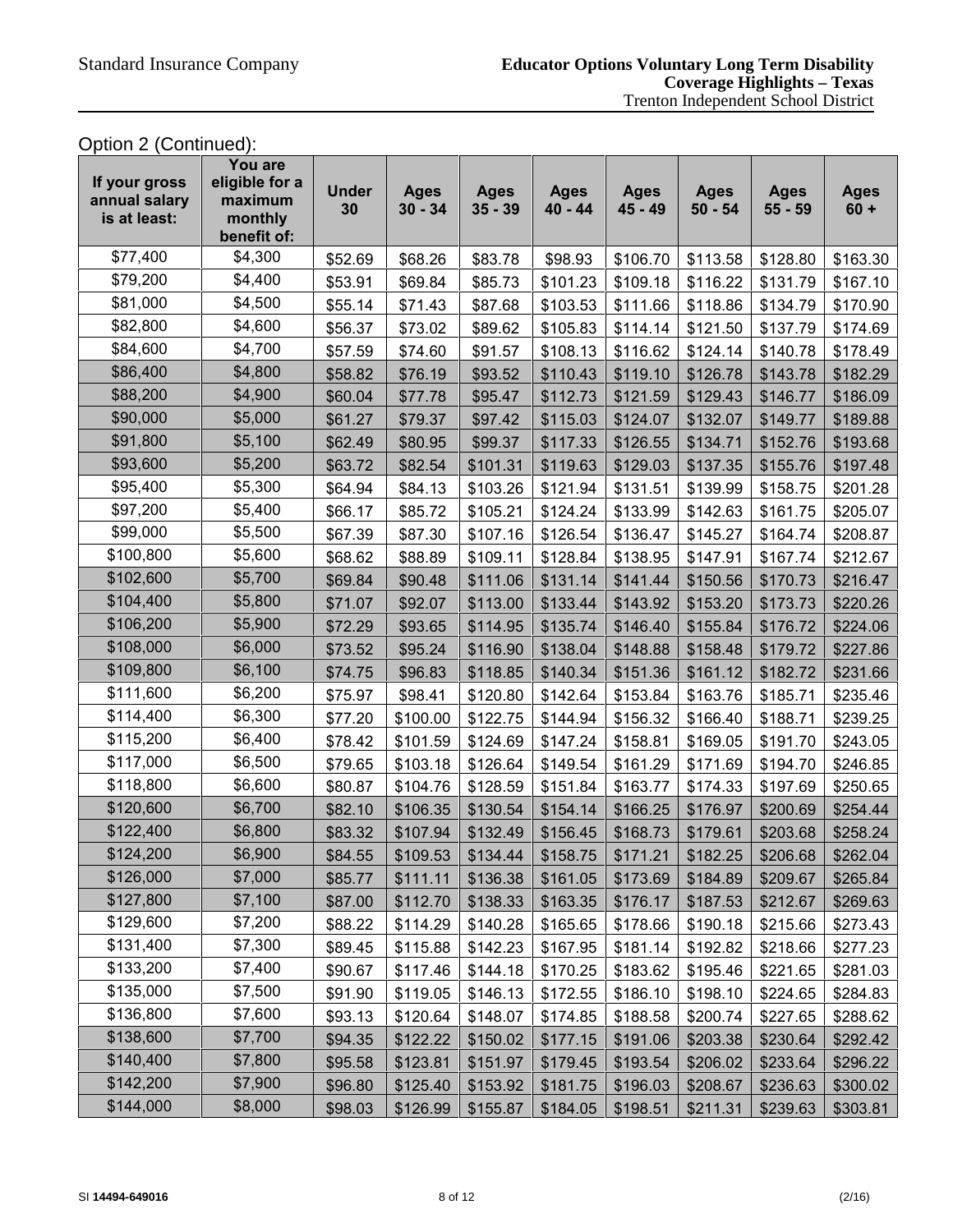Option 2 (Continued):

| If your gross annual salary is at least: | You are eligible for a maximum monthly benefit of: | Under 30 | Ages 30 - 34 | Ages 35 - 39 | Ages 40 - 44 | Ages 45 - 49 | Ages 50 - 54 | Ages 55 - 59 | Ages 60 + |
|---|---|---|---|---|---|---|---|---|---|
| $77,400 | $4,300 | $52.69 | $68.26 | $83.78 | $98.93 | $106.70 | $113.58 | $128.80 | $163.30 |
| $79,200 | $4,400 | $53.91 | $69.84 | $85.73 | $101.23 | $109.18 | $116.22 | $131.79 | $167.10 |
| $81,000 | $4,500 | $55.14 | $71.43 | $87.68 | $103.53 | $111.66 | $118.86 | $134.79 | $170.90 |
| $82,800 | $4,600 | $56.37 | $73.02 | $89.62 | $105.83 | $114.14 | $121.50 | $137.79 | $174.69 |
| $84,600 | $4,700 | $57.59 | $74.60 | $91.57 | $108.13 | $116.62 | $124.14 | $140.78 | $178.49 |
| $86,400 | $4,800 | $58.82 | $76.19 | $93.52 | $110.43 | $119.10 | $126.78 | $143.78 | $182.29 |
| $88,200 | $4,900 | $60.04 | $77.78 | $95.47 | $112.73 | $121.59 | $129.43 | $146.77 | $186.09 |
| $90,000 | $5,000 | $61.27 | $79.37 | $97.42 | $115.03 | $124.07 | $132.07 | $149.77 | $189.88 |
| $91,800 | $5,100 | $62.49 | $80.95 | $99.37 | $117.33 | $126.55 | $134.71 | $152.76 | $193.68 |
| $93,600 | $5,200 | $63.72 | $82.54 | $101.31 | $119.63 | $129.03 | $137.35 | $155.76 | $197.48 |
| $95,400 | $5,300 | $64.94 | $84.13 | $103.26 | $121.94 | $131.51 | $139.99 | $158.75 | $201.28 |
| $97,200 | $5,400 | $66.17 | $85.72 | $105.21 | $124.24 | $133.99 | $142.63 | $161.75 | $205.07 |
| $99,000 | $5,500 | $67.39 | $87.30 | $107.16 | $126.54 | $136.47 | $145.27 | $164.74 | $208.87 |
| $100,800 | $5,600 | $68.62 | $88.89 | $109.11 | $128.84 | $138.95 | $147.91 | $167.74 | $212.67 |
| $102,600 | $5,700 | $69.84 | $90.48 | $111.06 | $131.14 | $141.44 | $150.56 | $170.73 | $216.47 |
| $104,400 | $5,800 | $71.07 | $92.07 | $113.00 | $133.44 | $143.92 | $153.20 | $173.73 | $220.26 |
| $106,200 | $5,900 | $72.29 | $93.65 | $114.95 | $135.74 | $146.40 | $155.84 | $176.72 | $224.06 |
| $108,000 | $6,000 | $73.52 | $95.24 | $116.90 | $138.04 | $148.88 | $158.48 | $179.72 | $227.86 |
| $109,800 | $6,100 | $74.75 | $96.83 | $118.85 | $140.34 | $151.36 | $161.12 | $182.72 | $231.66 |
| $111,600 | $6,200 | $75.97 | $98.41 | $120.80 | $142.64 | $153.84 | $163.76 | $185.71 | $235.46 |
| $114,400 | $6,300 | $77.20 | $100.00 | $122.75 | $144.94 | $156.32 | $166.40 | $188.71 | $239.25 |
| $115,200 | $6,400 | $78.42 | $101.59 | $124.69 | $147.24 | $158.81 | $169.05 | $191.70 | $243.05 |
| $117,000 | $6,500 | $79.65 | $103.18 | $126.64 | $149.54 | $161.29 | $171.69 | $194.70 | $246.85 |
| $118,800 | $6,600 | $80.87 | $104.76 | $128.59 | $151.84 | $163.77 | $174.33 | $197.69 | $250.65 |
| $120,600 | $6,700 | $82.10 | $106.35 | $130.54 | $154.14 | $166.25 | $176.97 | $200.69 | $254.44 |
| $122,400 | $6,800 | $83.32 | $107.94 | $132.49 | $156.45 | $168.73 | $179.61 | $203.68 | $258.24 |
| $124,200 | $6,900 | $84.55 | $109.53 | $134.44 | $158.75 | $171.21 | $182.25 | $206.68 | $262.04 |
| $126,000 | $7,000 | $85.77 | $111.11 | $136.38 | $161.05 | $173.69 | $184.89 | $209.67 | $265.84 |
| $127,800 | $7,100 | $87.00 | $112.70 | $138.33 | $163.35 | $176.17 | $187.53 | $212.67 | $269.63 |
| $129,600 | $7,200 | $88.22 | $114.29 | $140.28 | $165.65 | $178.66 | $190.18 | $215.66 | $273.43 |
| $131,400 | $7,300 | $89.45 | $115.88 | $142.23 | $167.95 | $181.14 | $192.82 | $218.66 | $277.23 |
| $133,200 | $7,400 | $90.67 | $117.46 | $144.18 | $170.25 | $183.62 | $195.46 | $221.65 | $281.03 |
| $135,000 | $7,500 | $91.90 | $119.05 | $146.13 | $172.55 | $186.10 | $198.10 | $224.65 | $284.83 |
| $136,800 | $7,600 | $93.13 | $120.64 | $148.07 | $174.85 | $188.58 | $200.74 | $227.65 | $288.62 |
| $138,600 | $7,700 | $94.35 | $122.22 | $150.02 | $177.15 | $191.06 | $203.38 | $230.64 | $292.42 |
| $140,400 | $7,800 | $95.58 | $123.81 | $151.97 | $179.45 | $193.54 | $206.02 | $233.64 | $296.22 |
| $142,200 | $7,900 | $96.80 | $125.40 | $153.92 | $181.75 | $196.03 | $208.67 | $236.63 | $300.02 |
| $144,000 | $8,000 | $98.03 | $126.99 | $155.87 | $184.05 | $198.51 | $211.31 | $239.63 | $303.81 |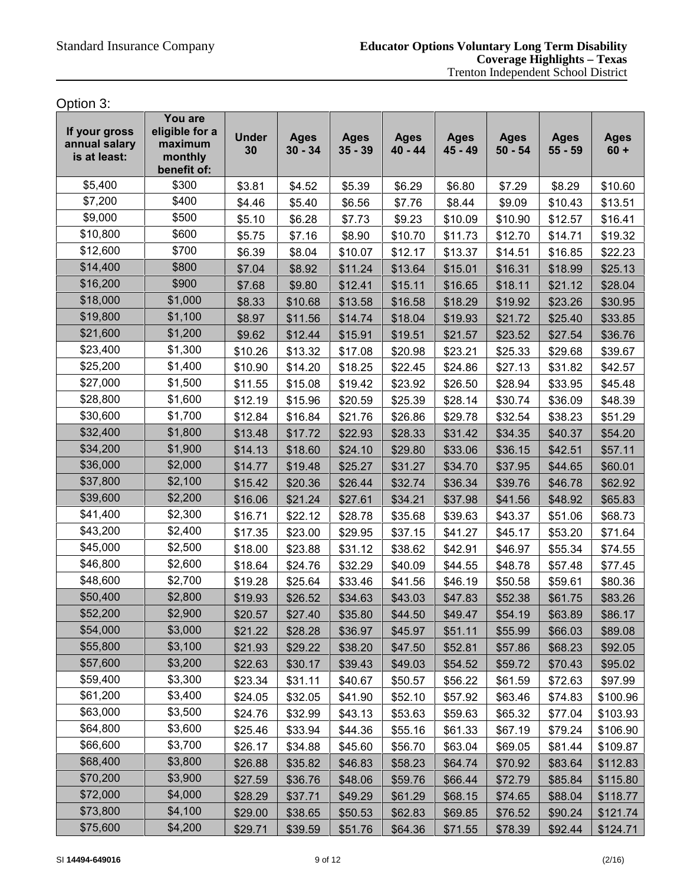Option 3:

| If your gross annual salary is at least: | You are eligible for a maximum monthly benefit of: | Under 30 | Ages 30 - 34 | Ages 35 - 39 | Ages 40 - 44 | Ages 45 - 49 | Ages 50 - 54 | Ages 55 - 59 | Ages 60 + |
|---|---|---|---|---|---|---|---|---|---|
| $5,400 | $300 | $3.81 | $4.52 | $5.39 | $6.29 | $6.80 | $7.29 | $8.29 | $10.60 |
| $7,200 | $400 | $4.46 | $5.40 | $6.56 | $7.76 | $8.44 | $9.09 | $10.43 | $13.51 |
| $9,000 | $500 | $5.10 | $6.28 | $7.73 | $9.23 | $10.09 | $10.90 | $12.57 | $16.41 |
| $10,800 | $600 | $5.75 | $7.16 | $8.90 | $10.70 | $11.73 | $12.70 | $14.71 | $19.32 |
| $12,600 | $700 | $6.39 | $8.04 | $10.07 | $12.17 | $13.37 | $14.51 | $16.85 | $22.23 |
| $14,400 | $800 | $7.04 | $8.92 | $11.24 | $13.64 | $15.01 | $16.31 | $18.99 | $25.13 |
| $16,200 | $900 | $7.68 | $9.80 | $12.41 | $15.11 | $16.65 | $18.11 | $21.12 | $28.04 |
| $18,000 | $1,000 | $8.33 | $10.68 | $13.58 | $16.58 | $18.29 | $19.92 | $23.26 | $30.95 |
| $19,800 | $1,100 | $8.97 | $11.56 | $14.74 | $18.04 | $19.93 | $21.72 | $25.40 | $33.85 |
| $21,600 | $1,200 | $9.62 | $12.44 | $15.91 | $19.51 | $21.57 | $23.52 | $27.54 | $36.76 |
| $23,400 | $1,300 | $10.26 | $13.32 | $17.08 | $20.98 | $23.21 | $25.33 | $29.68 | $39.67 |
| $25,200 | $1,400 | $10.90 | $14.20 | $18.25 | $22.45 | $24.86 | $27.13 | $31.82 | $42.57 |
| $27,000 | $1,500 | $11.55 | $15.08 | $19.42 | $23.92 | $26.50 | $28.94 | $33.95 | $45.48 |
| $28,800 | $1,600 | $12.19 | $15.96 | $20.59 | $25.39 | $28.14 | $30.74 | $36.09 | $48.39 |
| $30,600 | $1,700 | $12.84 | $16.84 | $21.76 | $26.86 | $29.78 | $32.54 | $38.23 | $51.29 |
| $32,400 | $1,800 | $13.48 | $17.72 | $22.93 | $28.33 | $31.42 | $34.35 | $40.37 | $54.20 |
| $34,200 | $1,900 | $14.13 | $18.60 | $24.10 | $29.80 | $33.06 | $36.15 | $42.51 | $57.11 |
| $36,000 | $2,000 | $14.77 | $19.48 | $25.27 | $31.27 | $34.70 | $37.95 | $44.65 | $60.01 |
| $37,800 | $2,100 | $15.42 | $20.36 | $26.44 | $32.74 | $36.34 | $39.76 | $46.78 | $62.92 |
| $39,600 | $2,200 | $16.06 | $21.24 | $27.61 | $34.21 | $37.98 | $41.56 | $48.92 | $65.83 |
| $41,400 | $2,300 | $16.71 | $22.12 | $28.78 | $35.68 | $39.63 | $43.37 | $51.06 | $68.73 |
| $43,200 | $2,400 | $17.35 | $23.00 | $29.95 | $37.15 | $41.27 | $45.17 | $53.20 | $71.64 |
| $45,000 | $2,500 | $18.00 | $23.88 | $31.12 | $38.62 | $42.91 | $46.97 | $55.34 | $74.55 |
| $46,800 | $2,600 | $18.64 | $24.76 | $32.29 | $40.09 | $44.55 | $48.78 | $57.48 | $77.45 |
| $48,600 | $2,700 | $19.28 | $25.64 | $33.46 | $41.56 | $46.19 | $50.58 | $59.61 | $80.36 |
| $50,400 | $2,800 | $19.93 | $26.52 | $34.63 | $43.03 | $47.83 | $52.38 | $61.75 | $83.26 |
| $52,200 | $2,900 | $20.57 | $27.40 | $35.80 | $44.50 | $49.47 | $54.19 | $63.89 | $86.17 |
| $54,000 | $3,000 | $21.22 | $28.28 | $36.97 | $45.97 | $51.11 | $55.99 | $66.03 | $89.08 |
| $55,800 | $3,100 | $21.93 | $29.22 | $38.20 | $47.50 | $52.81 | $57.86 | $68.23 | $92.05 |
| $57,600 | $3,200 | $22.63 | $30.17 | $39.43 | $49.03 | $54.52 | $59.72 | $70.43 | $95.02 |
| $59,400 | $3,300 | $23.34 | $31.11 | $40.67 | $50.57 | $56.22 | $61.59 | $72.63 | $97.99 |
| $61,200 | $3,400 | $24.05 | $32.05 | $41.90 | $52.10 | $57.92 | $63.46 | $74.83 | $100.96 |
| $63,000 | $3,500 | $24.76 | $32.99 | $43.13 | $53.63 | $59.63 | $65.32 | $77.04 | $103.93 |
| $64,800 | $3,600 | $25.46 | $33.94 | $44.36 | $55.16 | $61.33 | $67.19 | $79.24 | $106.90 |
| $66,600 | $3,700 | $26.17 | $34.88 | $45.60 | $56.70 | $63.04 | $69.05 | $81.44 | $109.87 |
| $68,400 | $3,800 | $26.88 | $35.82 | $46.83 | $58.23 | $64.74 | $70.92 | $83.64 | $112.83 |
| $70,200 | $3,900 | $27.59 | $36.76 | $48.06 | $59.76 | $66.44 | $72.79 | $85.84 | $115.80 |
| $72,000 | $4,000 | $28.29 | $37.71 | $49.29 | $61.29 | $68.15 | $74.65 | $88.04 | $118.77 |
| $73,800 | $4,100 | $29.00 | $38.65 | $50.53 | $62.83 | $69.85 | $76.52 | $90.24 | $121.74 |
| $75,600 | $4,200 | $29.71 | $39.59 | $51.76 | $64.36 | $71.55 | $78.39 | $92.44 | $124.71 |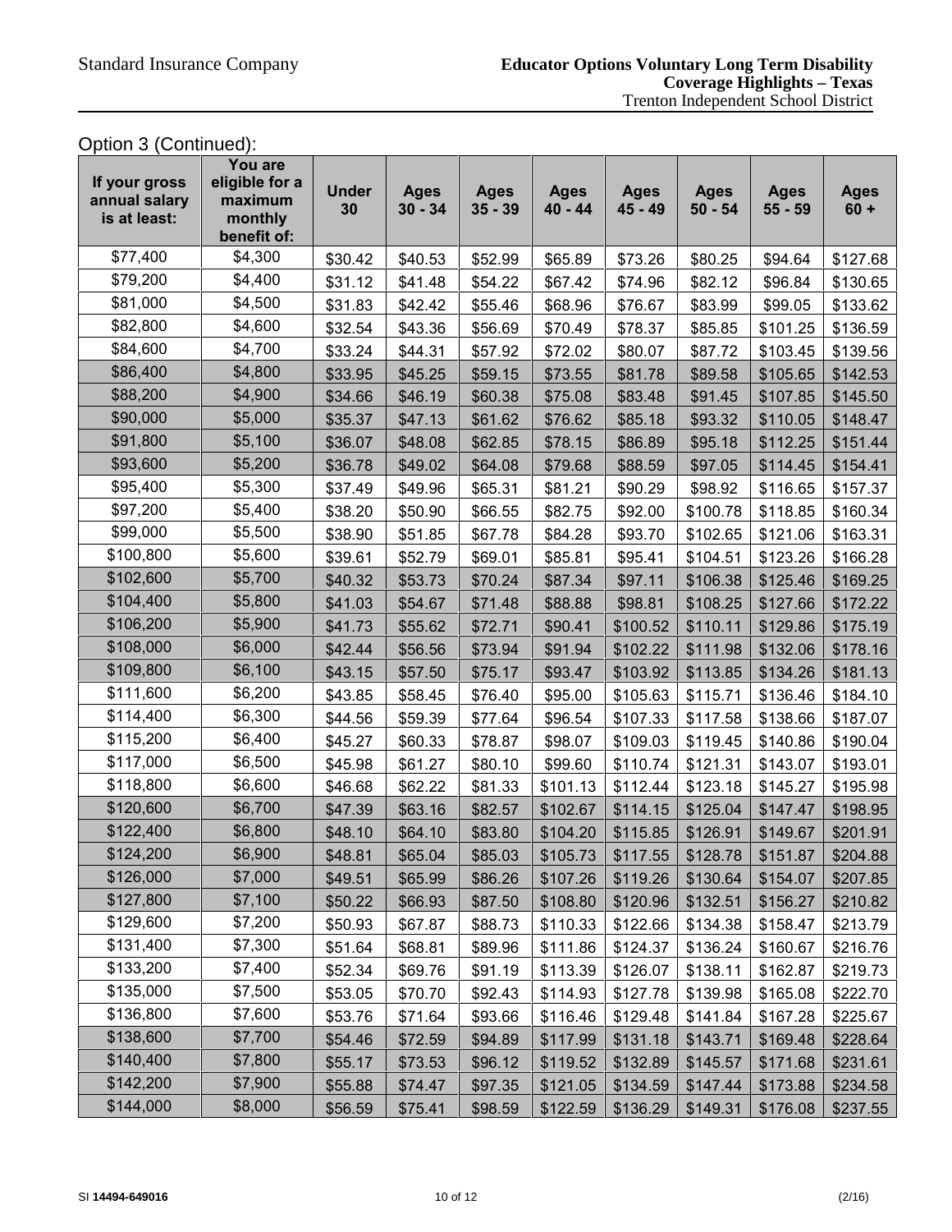Option 3 (Continued):

| If your gross annual salary is at least: | You are eligible for a maximum monthly benefit of: | Under 30 | Ages 30 - 34 | Ages 35 - 39 | Ages 40 - 44 | Ages 45 - 49 | Ages 50 - 54 | Ages 55 - 59 | Ages 60 + |
|---|---|---|---|---|---|---|---|---|---|
| $77,400 | $4,300 | $30.42 | $40.53 | $52.99 | $65.89 | $73.26 | $80.25 | $94.64 | $127.68 |
| $79,200 | $4,400 | $31.12 | $41.48 | $54.22 | $67.42 | $74.96 | $82.12 | $96.84 | $130.65 |
| $81,000 | $4,500 | $31.83 | $42.42 | $55.46 | $68.96 | $76.67 | $83.99 | $99.05 | $133.62 |
| $82,800 | $4,600 | $32.54 | $43.36 | $56.69 | $70.49 | $78.37 | $85.85 | $101.25 | $136.59 |
| $84,600 | $4,700 | $33.24 | $44.31 | $57.92 | $72.02 | $80.07 | $87.72 | $103.45 | $139.56 |
| $86,400 | $4,800 | $33.95 | $45.25 | $59.15 | $73.55 | $81.78 | $89.58 | $105.65 | $142.53 |
| $88,200 | $4,900 | $34.66 | $46.19 | $60.38 | $75.08 | $83.48 | $91.45 | $107.85 | $145.50 |
| $90,000 | $5,000 | $35.37 | $47.13 | $61.62 | $76.62 | $85.18 | $93.32 | $110.05 | $148.47 |
| $91,800 | $5,100 | $36.07 | $48.08 | $62.85 | $78.15 | $86.89 | $95.18 | $112.25 | $151.44 |
| $93,600 | $5,200 | $36.78 | $49.02 | $64.08 | $79.68 | $88.59 | $97.05 | $114.45 | $154.41 |
| $95,400 | $5,300 | $37.49 | $49.96 | $65.31 | $81.21 | $90.29 | $98.92 | $116.65 | $157.37 |
| $97,200 | $5,400 | $38.20 | $50.90 | $66.55 | $82.75 | $92.00 | $100.78 | $118.85 | $160.34 |
| $99,000 | $5,500 | $38.90 | $51.85 | $67.78 | $84.28 | $93.70 | $102.65 | $121.06 | $163.31 |
| $100,800 | $5,600 | $39.61 | $52.79 | $69.01 | $85.81 | $95.41 | $104.51 | $123.26 | $166.28 |
| $102,600 | $5,700 | $40.32 | $53.73 | $70.24 | $87.34 | $97.11 | $106.38 | $125.46 | $169.25 |
| $104,400 | $5,800 | $41.03 | $54.67 | $71.48 | $88.88 | $98.81 | $108.25 | $127.66 | $172.22 |
| $106,200 | $5,900 | $41.73 | $55.62 | $72.71 | $90.41 | $100.52 | $110.11 | $129.86 | $175.19 |
| $108,000 | $6,000 | $42.44 | $56.56 | $73.94 | $91.94 | $102.22 | $111.98 | $132.06 | $178.16 |
| $109,800 | $6,100 | $43.15 | $57.50 | $75.17 | $93.47 | $103.92 | $113.85 | $134.26 | $181.13 |
| $111,600 | $6,200 | $43.85 | $58.45 | $76.40 | $95.00 | $105.63 | $115.71 | $136.46 | $184.10 |
| $114,400 | $6,300 | $44.56 | $59.39 | $77.64 | $96.54 | $107.33 | $117.58 | $138.66 | $187.07 |
| $115,200 | $6,400 | $45.27 | $60.33 | $78.87 | $98.07 | $109.03 | $119.45 | $140.86 | $190.04 |
| $117,000 | $6,500 | $45.98 | $61.27 | $80.10 | $99.60 | $110.74 | $121.31 | $143.07 | $193.01 |
| $118,800 | $6,600 | $46.68 | $62.22 | $81.33 | $101.13 | $112.44 | $123.18 | $145.27 | $195.98 |
| $120,600 | $6,700 | $47.39 | $63.16 | $82.57 | $102.67 | $114.15 | $125.04 | $147.47 | $198.95 |
| $122,400 | $6,800 | $48.10 | $64.10 | $83.80 | $104.20 | $115.85 | $126.91 | $149.67 | $201.91 |
| $124,200 | $6,900 | $48.81 | $65.04 | $85.03 | $105.73 | $117.55 | $128.78 | $151.87 | $204.88 |
| $126,000 | $7,000 | $49.51 | $65.99 | $86.26 | $107.26 | $119.26 | $130.64 | $154.07 | $207.85 |
| $127,800 | $7,100 | $50.22 | $66.93 | $87.50 | $108.80 | $120.96 | $132.51 | $156.27 | $210.82 |
| $129,600 | $7,200 | $50.93 | $67.87 | $88.73 | $110.33 | $122.66 | $134.38 | $158.47 | $213.79 |
| $131,400 | $7,300 | $51.64 | $68.81 | $89.96 | $111.86 | $124.37 | $136.24 | $160.67 | $216.76 |
| $133,200 | $7,400 | $52.34 | $69.76 | $91.19 | $113.39 | $126.07 | $138.11 | $162.87 | $219.73 |
| $135,000 | $7,500 | $53.05 | $70.70 | $92.43 | $114.93 | $127.78 | $139.98 | $165.08 | $222.70 |
| $136,800 | $7,600 | $53.76 | $71.64 | $93.66 | $116.46 | $129.48 | $141.84 | $167.28 | $225.67 |
| $138,600 | $7,700 | $54.46 | $72.59 | $94.89 | $117.99 | $131.18 | $143.71 | $169.48 | $228.64 |
| $140,400 | $7,800 | $55.17 | $73.53 | $96.12 | $119.52 | $132.89 | $145.57 | $171.68 | $231.61 |
| $142,200 | $7,900 | $55.88 | $74.47 | $97.35 | $121.05 | $134.59 | $147.44 | $173.88 | $234.58 |
| $144,000 | $8,000 | $56.59 | $75.41 | $98.59 | $122.59 | $136.29 | $149.31 | $176.08 | $237.55 |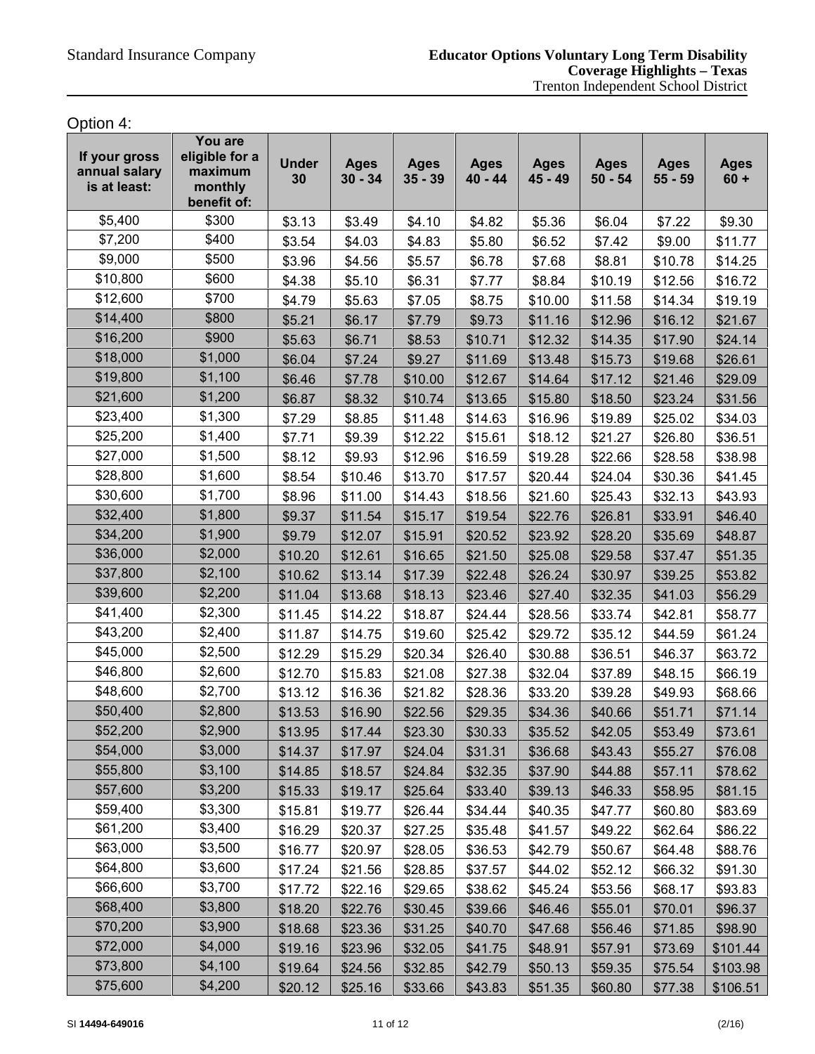Option 4:

| If your gross annual salary is at least: | You are eligible for a maximum monthly benefit of: | Under 30 | Ages 30 - 34 | Ages 35 - 39 | Ages 40 - 44 | Ages 45 - 49 | Ages 50 - 54 | Ages 55 - 59 | Ages 60 + |
|---|---|---|---|---|---|---|---|---|---|
| $5,400 | $300 | $3.13 | $3.49 | $4.10 | $4.82 | $5.36 | $6.04 | $7.22 | $9.30 |
| $7,200 | $400 | $3.54 | $4.03 | $4.83 | $5.80 | $6.52 | $7.42 | $9.00 | $11.77 |
| $9,000 | $500 | $3.96 | $4.56 | $5.57 | $6.78 | $7.68 | $8.81 | $10.78 | $14.25 |
| $10,800 | $600 | $4.38 | $5.10 | $6.31 | $7.77 | $8.84 | $10.19 | $12.56 | $16.72 |
| $12,600 | $700 | $4.79 | $5.63 | $7.05 | $8.75 | $10.00 | $11.58 | $14.34 | $19.19 |
| $14,400 | $800 | $5.21 | $6.17 | $7.79 | $9.73 | $11.16 | $12.96 | $16.12 | $21.67 |
| $16,200 | $900 | $5.63 | $6.71 | $8.53 | $10.71 | $12.32 | $14.35 | $17.90 | $24.14 |
| $18,000 | $1,000 | $6.04 | $7.24 | $9.27 | $11.69 | $13.48 | $15.73 | $19.68 | $26.61 |
| $19,800 | $1,100 | $6.46 | $7.78 | $10.00 | $12.67 | $14.64 | $17.12 | $21.46 | $29.09 |
| $21,600 | $1,200 | $6.87 | $8.32 | $10.74 | $13.65 | $15.80 | $18.50 | $23.24 | $31.56 |
| $23,400 | $1,300 | $7.29 | $8.85 | $11.48 | $14.63 | $16.96 | $19.89 | $25.02 | $34.03 |
| $25,200 | $1,400 | $7.71 | $9.39 | $12.22 | $15.61 | $18.12 | $21.27 | $26.80 | $36.51 |
| $27,000 | $1,500 | $8.12 | $9.93 | $12.96 | $16.59 | $19.28 | $22.66 | $28.58 | $38.98 |
| $28,800 | $1,600 | $8.54 | $10.46 | $13.70 | $17.57 | $20.44 | $24.04 | $30.36 | $41.45 |
| $30,600 | $1,700 | $8.96 | $11.00 | $14.43 | $18.56 | $21.60 | $25.43 | $32.13 | $43.93 |
| $32,400 | $1,800 | $9.37 | $11.54 | $15.17 | $19.54 | $22.76 | $26.81 | $33.91 | $46.40 |
| $34,200 | $1,900 | $9.79 | $12.07 | $15.91 | $20.52 | $23.92 | $28.20 | $35.69 | $48.87 |
| $36,000 | $2,000 | $10.20 | $12.61 | $16.65 | $21.50 | $25.08 | $29.58 | $37.47 | $51.35 |
| $37,800 | $2,100 | $10.62 | $13.14 | $17.39 | $22.48 | $26.24 | $30.97 | $39.25 | $53.82 |
| $39,600 | $2,200 | $11.04 | $13.68 | $18.13 | $23.46 | $27.40 | $32.35 | $41.03 | $56.29 |
| $41,400 | $2,300 | $11.45 | $14.22 | $18.87 | $24.44 | $28.56 | $33.74 | $42.81 | $58.77 |
| $43,200 | $2,400 | $11.87 | $14.75 | $19.60 | $25.42 | $29.72 | $35.12 | $44.59 | $61.24 |
| $45,000 | $2,500 | $12.29 | $15.29 | $20.34 | $26.40 | $30.88 | $36.51 | $46.37 | $63.72 |
| $46,800 | $2,600 | $12.70 | $15.83 | $21.08 | $27.38 | $32.04 | $37.89 | $48.15 | $66.19 |
| $48,600 | $2,700 | $13.12 | $16.36 | $21.82 | $28.36 | $33.20 | $39.28 | $49.93 | $68.66 |
| $50,400 | $2,800 | $13.53 | $16.90 | $22.56 | $29.35 | $34.36 | $40.66 | $51.71 | $71.14 |
| $52,200 | $2,900 | $13.95 | $17.44 | $23.30 | $30.33 | $35.52 | $42.05 | $53.49 | $73.61 |
| $54,000 | $3,000 | $14.37 | $17.97 | $24.04 | $31.31 | $36.68 | $43.43 | $55.27 | $76.08 |
| $55,800 | $3,100 | $14.85 | $18.57 | $24.84 | $32.35 | $37.90 | $44.88 | $57.11 | $78.62 |
| $57,600 | $3,200 | $15.33 | $19.17 | $25.64 | $33.40 | $39.13 | $46.33 | $58.95 | $81.15 |
| $59,400 | $3,300 | $15.81 | $19.77 | $26.44 | $34.44 | $40.35 | $47.77 | $60.80 | $83.69 |
| $61,200 | $3,400 | $16.29 | $20.37 | $27.25 | $35.48 | $41.57 | $49.22 | $62.64 | $86.22 |
| $63,000 | $3,500 | $16.77 | $20.97 | $28.05 | $36.53 | $42.79 | $50.67 | $64.48 | $88.76 |
| $64,800 | $3,600 | $17.24 | $21.56 | $28.85 | $37.57 | $44.02 | $52.12 | $66.32 | $91.30 |
| $66,600 | $3,700 | $17.72 | $22.16 | $29.65 | $38.62 | $45.24 | $53.56 | $68.17 | $93.83 |
| $68,400 | $3,800 | $18.20 | $22.76 | $30.45 | $39.66 | $46.46 | $55.01 | $70.01 | $96.37 |
| $70,200 | $3,900 | $18.68 | $23.36 | $31.25 | $40.70 | $47.68 | $56.46 | $71.85 | $98.90 |
| $72,000 | $4,000 | $19.16 | $23.96 | $32.05 | $41.75 | $48.91 | $57.91 | $73.69 | $101.44 |
| $73,800 | $4,100 | $19.64 | $24.56 | $32.85 | $42.79 | $50.13 | $59.35 | $75.54 | $103.98 |
| $75,600 | $4,200 | $20.12 | $25.16 | $33.66 | $43.83 | $51.35 | $60.80 | $77.38 | $106.51 |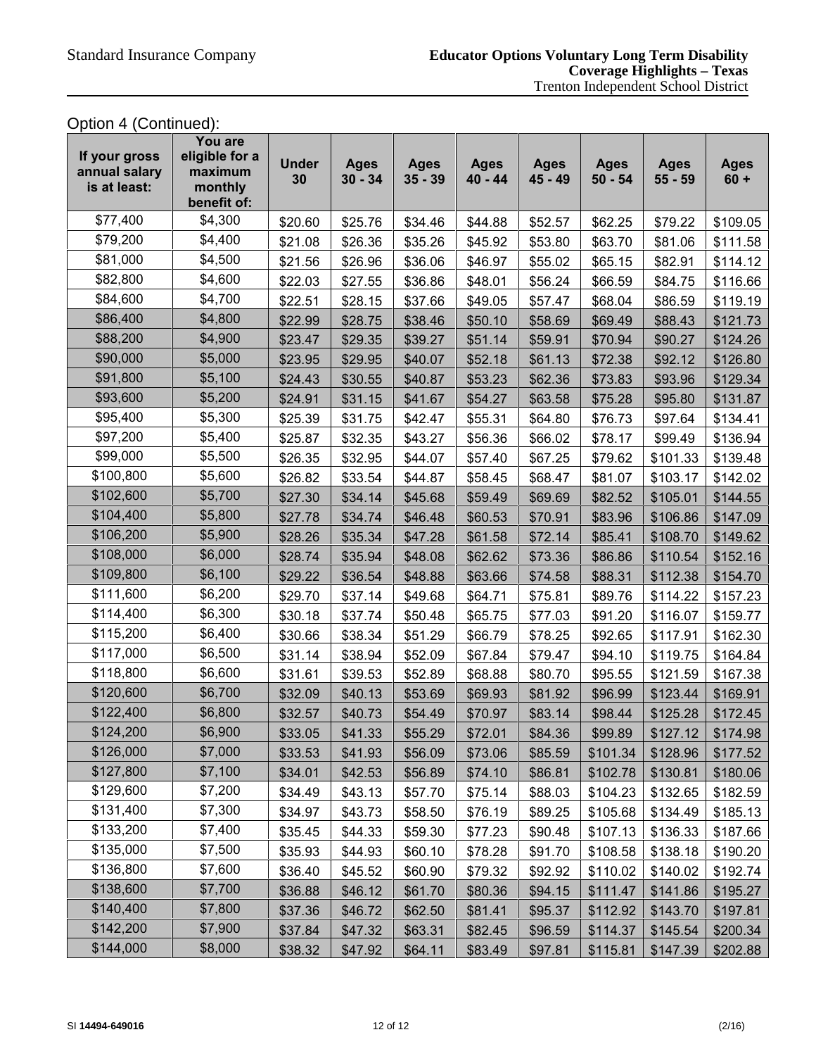Option 4 (Continued):

| If your gross annual salary is at least: | You are eligible for a maximum monthly benefit of: | Under 30 | Ages 30 - 34 | Ages 35 - 39 | Ages 40 - 44 | Ages 45 - 49 | Ages 50 - 54 | Ages 55 - 59 | Ages 60 + |
|---|---|---|---|---|---|---|---|---|---|
| $77,400 | $4,300 | $20.60 | $25.76 | $34.46 | $44.88 | $52.57 | $62.25 | $79.22 | $109.05 |
| $79,200 | $4,400 | $21.08 | $26.36 | $35.26 | $45.92 | $53.80 | $63.70 | $81.06 | $111.58 |
| $81,000 | $4,500 | $21.56 | $26.96 | $36.06 | $46.97 | $55.02 | $65.15 | $82.91 | $114.12 |
| $82,800 | $4,600 | $22.03 | $27.55 | $36.86 | $48.01 | $56.24 | $66.59 | $84.75 | $116.66 |
| $84,600 | $4,700 | $22.51 | $28.15 | $37.66 | $49.05 | $57.47 | $68.04 | $86.59 | $119.19 |
| $86,400 | $4,800 | $22.99 | $28.75 | $38.46 | $50.10 | $58.69 | $69.49 | $88.43 | $121.73 |
| $88,200 | $4,900 | $23.47 | $29.35 | $39.27 | $51.14 | $59.91 | $70.94 | $90.27 | $124.26 |
| $90,000 | $5,000 | $23.95 | $29.95 | $40.07 | $52.18 | $61.13 | $72.38 | $92.12 | $126.80 |
| $91,800 | $5,100 | $24.43 | $30.55 | $40.87 | $53.23 | $62.36 | $73.83 | $93.96 | $129.34 |
| $93,600 | $5,200 | $24.91 | $31.15 | $41.67 | $54.27 | $63.58 | $75.28 | $95.80 | $131.87 |
| $95,400 | $5,300 | $25.39 | $31.75 | $42.47 | $55.31 | $64.80 | $76.73 | $97.64 | $134.41 |
| $97,200 | $5,400 | $25.87 | $32.35 | $43.27 | $56.36 | $66.02 | $78.17 | $99.49 | $136.94 |
| $99,000 | $5,500 | $26.35 | $32.95 | $44.07 | $57.40 | $67.25 | $79.62 | $101.33 | $139.48 |
| $100,800 | $5,600 | $26.82 | $33.54 | $44.87 | $58.45 | $68.47 | $81.07 | $103.17 | $142.02 |
| $102,600 | $5,700 | $27.30 | $34.14 | $45.68 | $59.49 | $69.69 | $82.52 | $105.01 | $144.55 |
| $104,400 | $5,800 | $27.78 | $34.74 | $46.48 | $60.53 | $70.91 | $83.96 | $106.86 | $147.09 |
| $106,200 | $5,900 | $28.26 | $35.34 | $47.28 | $61.58 | $72.14 | $85.41 | $108.70 | $149.62 |
| $108,000 | $6,000 | $28.74 | $35.94 | $48.08 | $62.62 | $73.36 | $86.86 | $110.54 | $152.16 |
| $109,800 | $6,100 | $29.22 | $36.54 | $48.88 | $63.66 | $74.58 | $88.31 | $112.38 | $154.70 |
| $111,600 | $6,200 | $29.70 | $37.14 | $49.68 | $64.71 | $75.81 | $89.76 | $114.22 | $157.23 |
| $114,400 | $6,300 | $30.18 | $37.74 | $50.48 | $65.75 | $77.03 | $91.20 | $116.07 | $159.77 |
| $115,200 | $6,400 | $30.66 | $38.34 | $51.29 | $66.79 | $78.25 | $92.65 | $117.91 | $162.30 |
| $117,000 | $6,500 | $31.14 | $38.94 | $52.09 | $67.84 | $79.47 | $94.10 | $119.75 | $164.84 |
| $118,800 | $6,600 | $31.61 | $39.53 | $52.89 | $68.88 | $80.70 | $95.55 | $121.59 | $167.38 |
| $120,600 | $6,700 | $32.09 | $40.13 | $53.69 | $69.93 | $81.92 | $96.99 | $123.44 | $169.91 |
| $122,400 | $6,800 | $32.57 | $40.73 | $54.49 | $70.97 | $83.14 | $98.44 | $125.28 | $172.45 |
| $124,200 | $6,900 | $33.05 | $41.33 | $55.29 | $72.01 | $84.36 | $99.89 | $127.12 | $174.98 |
| $126,000 | $7,000 | $33.53 | $41.93 | $56.09 | $73.06 | $85.59 | $101.34 | $128.96 | $177.52 |
| $127,800 | $7,100 | $34.01 | $42.53 | $56.89 | $74.10 | $86.81 | $102.78 | $130.81 | $180.06 |
| $129,600 | $7,200 | $34.49 | $43.13 | $57.70 | $75.14 | $88.03 | $104.23 | $132.65 | $182.59 |
| $131,400 | $7,300 | $34.97 | $43.73 | $58.50 | $76.19 | $89.25 | $105.68 | $134.49 | $185.13 |
| $133,200 | $7,400 | $35.45 | $44.33 | $59.30 | $77.23 | $90.48 | $107.13 | $136.33 | $187.66 |
| $135,000 | $7,500 | $35.93 | $44.93 | $60.10 | $78.28 | $91.70 | $108.58 | $138.18 | $190.20 |
| $136,800 | $7,600 | $36.40 | $45.52 | $60.90 | $79.32 | $92.92 | $110.02 | $140.02 | $192.74 |
| $138,600 | $7,700 | $36.88 | $46.12 | $61.70 | $80.36 | $94.15 | $111.47 | $141.86 | $195.27 |
| $140,400 | $7,800 | $37.36 | $46.72 | $62.50 | $81.41 | $95.37 | $112.92 | $143.70 | $197.81 |
| $142,200 | $7,900 | $37.84 | $47.32 | $63.31 | $82.45 | $96.59 | $114.37 | $145.54 | $200.34 |
| $144,000 | $8,000 | $38.32 | $47.92 | $64.11 | $83.49 | $97.81 | $115.81 | $147.39 | $202.88 |